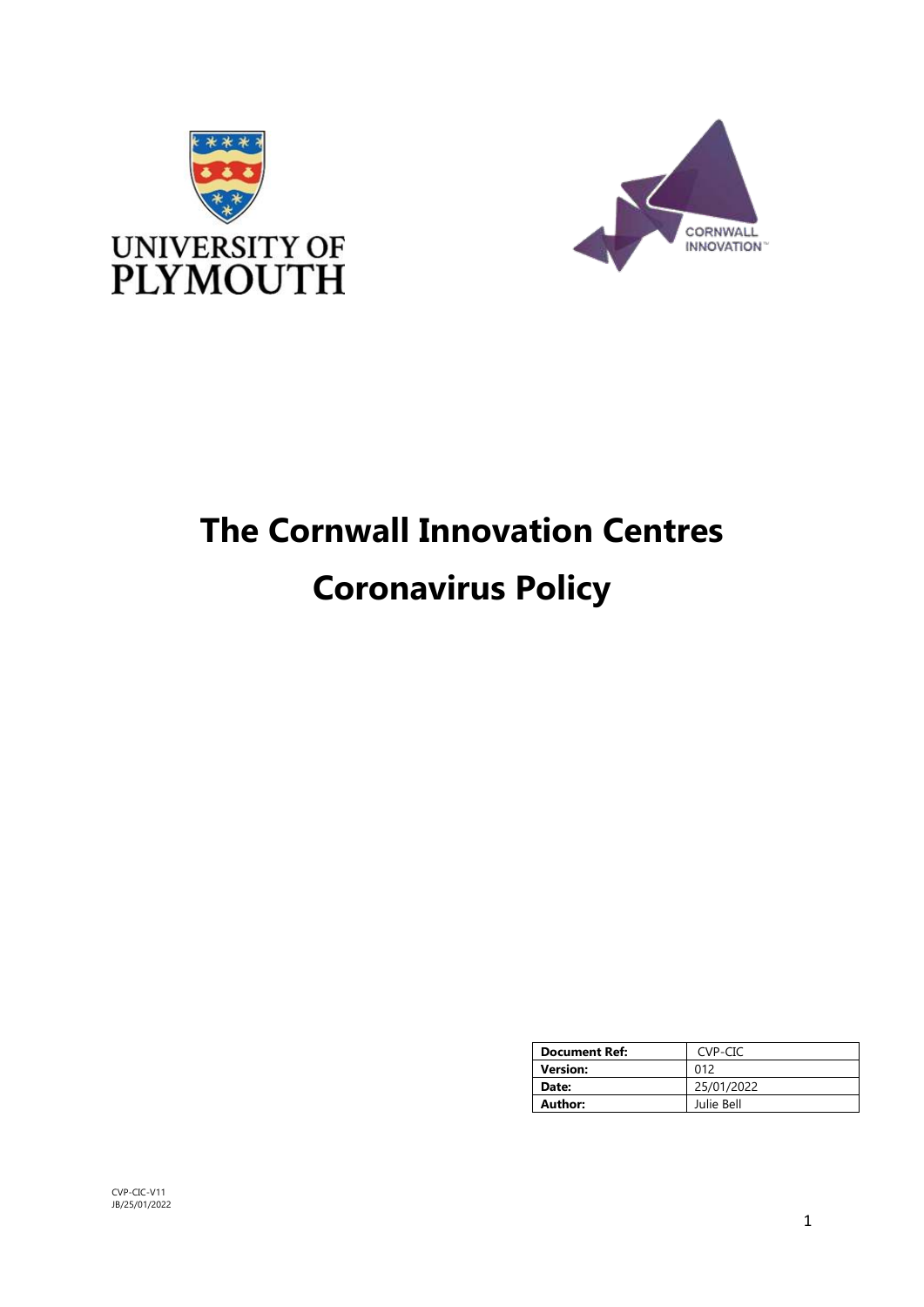# The Cornwall Innovation Centres

# Coronavirus Policy

| Document Ref: | CVP-CIC |
| --- | --- |
| Version: | 012 |
| Date: | 25/01/2022 |
| Author: | Julie Bell |

CVP-CIC-V11
JB/25/01/2022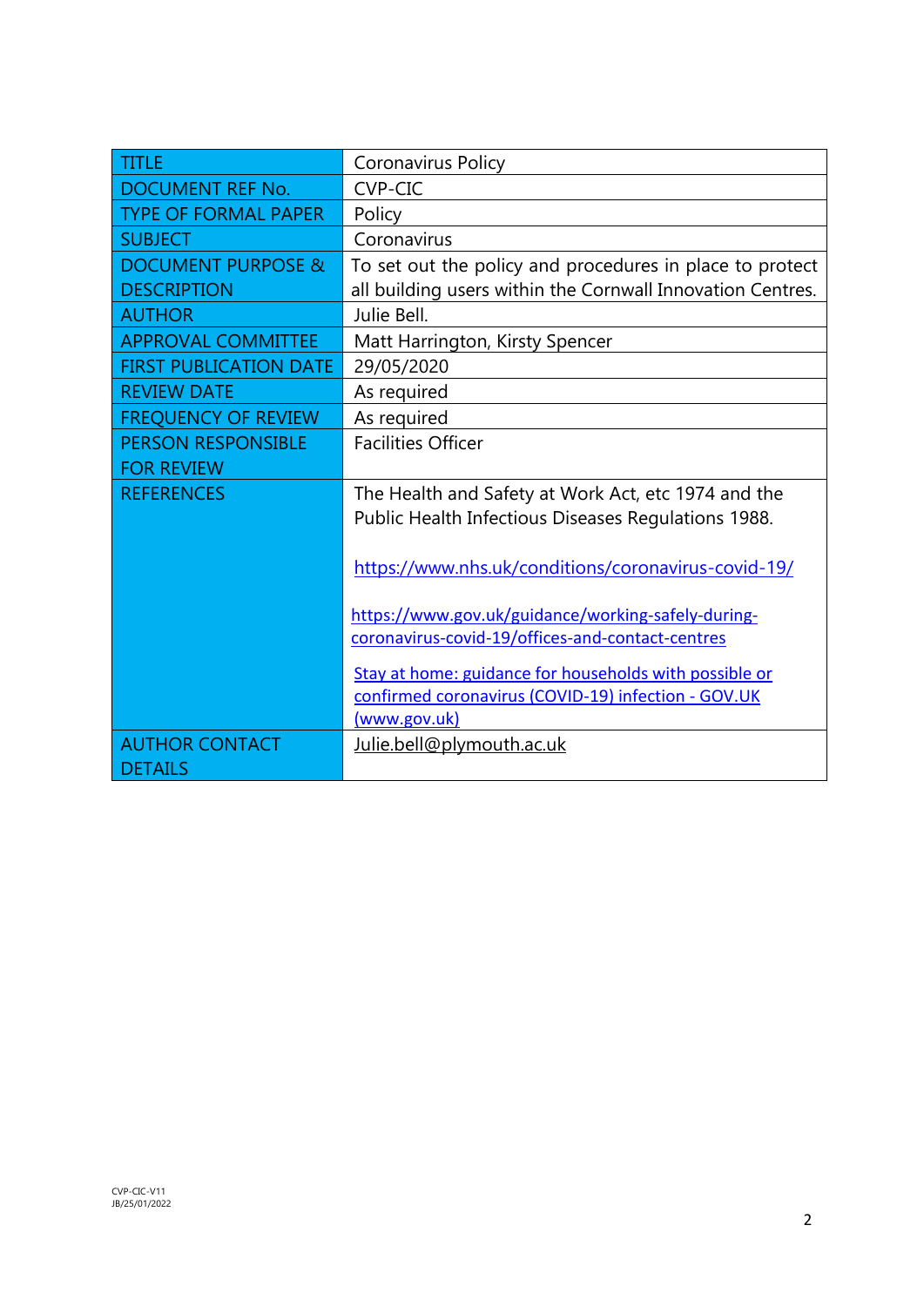| TITLE | Coronavirus Policy |
|---|---|
| DOCUMENT REF No. | CVP-CIC |
| TYPE OF FORMAL PAPER | Policy |
| SUBJECT | Coronavirus |
| DOCUMENT PURPOSE & DESCRIPTION | To set out the policy and procedures in place to protect all building users within the Cornwall Innovation Centres. |
| AUTHOR | Julie Bell. |
| APPROVAL COMMITTEE | Matt Harrington, Kirsty Spencer |
| FIRST PUBLICATION DATE | 29/05/2020 |
| REVIEW DATE | As required |
| FREQUENCY OF REVIEW | As required |
| PERSON RESPONSIBLE FOR REVIEW | Facilities Officer |
| REFERENCES | The Health and Safety at Work Act, etc 1974 and the Public Health Infectious Diseases Regulations 1988.<br><br>https://www.nhs.uk/conditions/coronavirus-covid-19/<br><br>https://www.gov.uk/guidance/working-safely-during-coronavirus-covid-19/offices-and-contact-centres<br><br>Stay at home: guidance for households with possible or confirmed coronavirus (COVID-19) infection - GOV.UK (www.gov.uk) |
| AUTHOR CONTACT DETAILS | Julie.bell@plymouth.ac.uk |

CVP-CIC-V11
JB/25/01/2022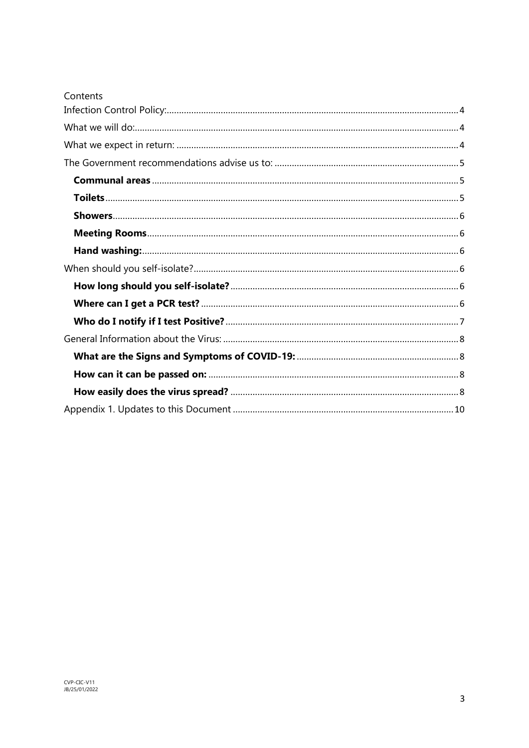Contents

Infection Control Policy: 4

What we will do: 4

What we expect in return: 4

The Government recommendations advise us to: 5

- **Communal areas** 5
- **Toilets** 5
- **Showers** 6
- **Meeting Rooms** 6
- **Hand washing:** 6

When should you self-isolate? 6

- **How long should you self-isolate?** 6
- **Where can I get a PCR test?** 6
- **Who do I notify if I test Positive?** 7

General Information about the Virus: 8

- **What are the Signs and Symptoms of COVID-19:** 8
- **How can it can be passed on:** 8
- **How easily does the virus spread?** 8

Appendix 1. Updates to this Document 10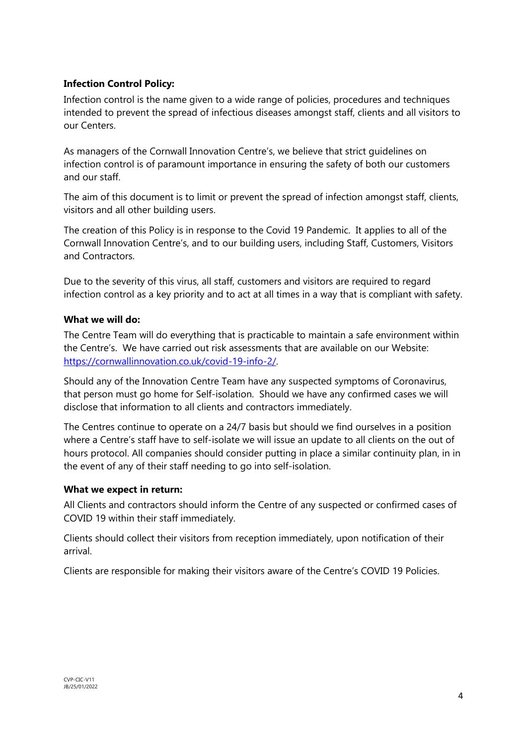**Infection Control Policy:**

Infection control is the name given to a wide range of policies, procedures and techniques intended to prevent the spread of infectious diseases amongst staff, clients and all visitors to our Centers.

As managers of the Cornwall Innovation Centre's, we believe that strict guidelines on infection control is of paramount importance in ensuring the safety of both our customers and our staff.

The aim of this document is to limit or prevent the spread of infection amongst staff, clients, visitors and all other building users.

The creation of this Policy is in response to the Covid 19 Pandemic. It applies to all of the Cornwall Innovation Centre's, and to our building users, including Staff, Customers, Visitors and Contractors.

Due to the severity of this virus, all staff, customers and visitors are required to regard infection control as a key priority and to act at all times in a way that is compliant with safety.

**What we will do:**

The Centre Team will do everything that is practicable to maintain a safe environment within the Centre's. We have carried out risk assessments that are available on our Website: [https://cornwallinnovation.co.uk/covid-19-info-2/](https://cornwallinnovation.co.uk/covid-19-info-2/).

Should any of the Innovation Centre Team have any suspected symptoms of Coronavirus, that person must go home for Self-isolation. Should we have any confirmed cases we will disclose that information to all clients and contractors immediately.

The Centres continue to operate on a 24/7 basis but should we find ourselves in a position where a Centre's staff have to self-isolate we will issue an update to all clients on the out of hours protocol. All companies should consider putting in place a similar continuity plan, in in the event of any of their staff needing to go into self-isolation.

**What we expect in return:**

All Clients and contractors should inform the Centre of any suspected or confirmed cases of COVID 19 within their staff immediately.

Clients should collect their visitors from reception immediately, upon notification of their arrival.

Clients are responsible for making their visitors aware of the Centre's COVID 19 Policies.

CVP-CIC-V11
JB/25/01/2022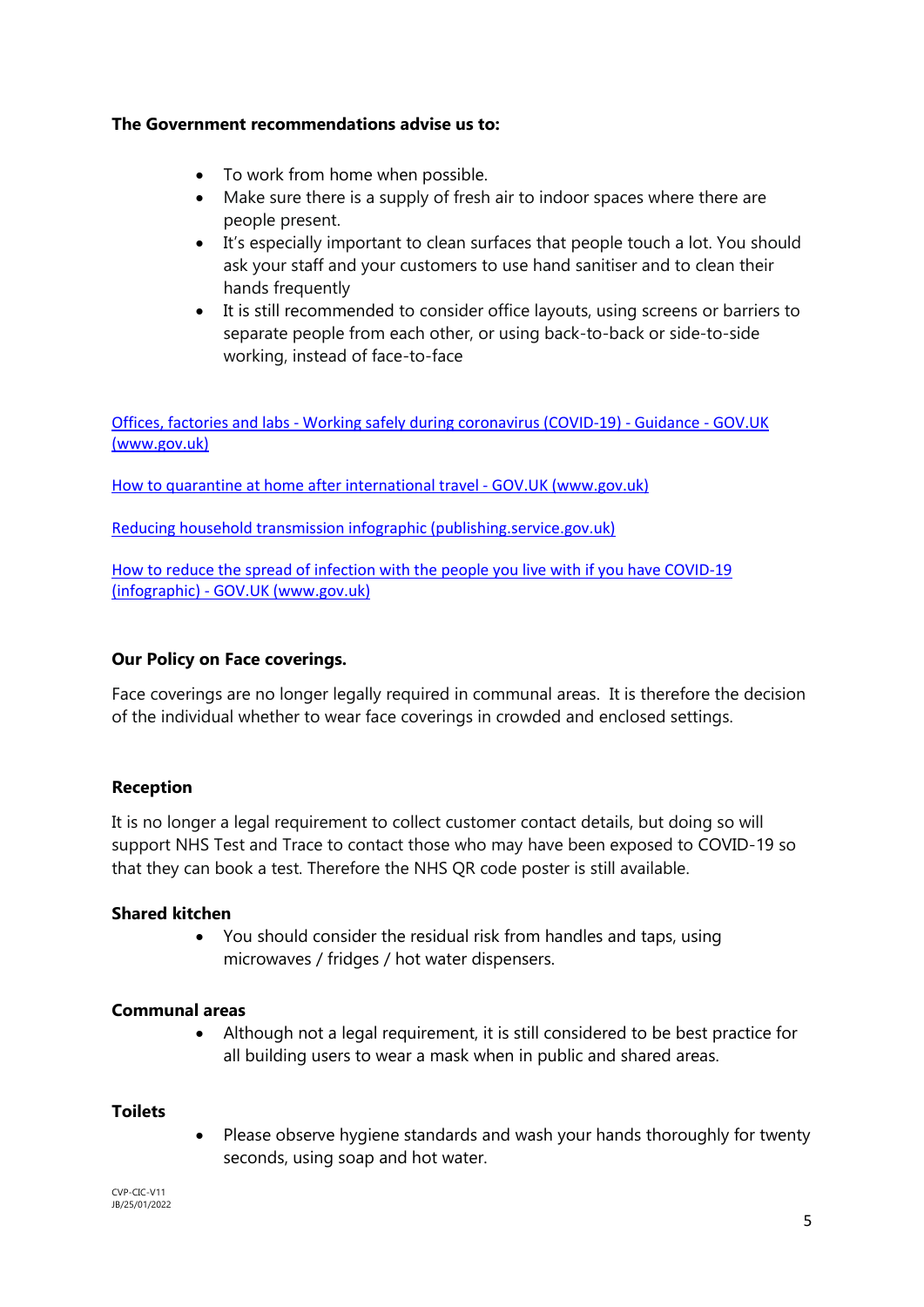**The Government recommendations advise us to:**

- To work from home when possible.
- Make sure there is a supply of fresh air to indoor spaces where there are people present.
- It's especially important to clean surfaces that people touch a lot. You should ask your staff and your customers to use hand sanitiser and to clean their hands frequently
- It is still recommended to consider office layouts, using screens or barriers to separate people from each other, or using back-to-back or side-to-side working, instead of face-to-face

Offices, factories and labs - Working safely during coronavirus (COVID-19) - Guidance - GOV.UK (www.gov.uk)

How to quarantine at home after international travel - GOV.UK (www.gov.uk)

Reducing household transmission infographic (publishing.service.gov.uk)

How to reduce the spread of infection with the people you live with if you have COVID-19 (infographic) - GOV.UK (www.gov.uk)

**Our Policy on Face coverings.**

Face coverings are no longer legally required in communal areas. It is therefore the decision of the individual whether to wear face coverings in crowded and enclosed settings.

**Reception**

It is no longer a legal requirement to collect customer contact details, but doing so will support NHS Test and Trace to contact those who may have been exposed to COVID-19 so that they can book a test. Therefore the NHS QR code poster is still available.

**Shared kitchen**

- You should consider the residual risk from handles and taps, using microwaves / fridges / hot water dispensers.

**Communal areas**

- Although not a legal requirement, it is still considered to be best practice for all building users to wear a mask when in public and shared areas.

**Toilets**

- Please observe hygiene standards and wash your hands thoroughly for twenty seconds, using soap and hot water.

CVP-CIC-V11
JB/25/01/2022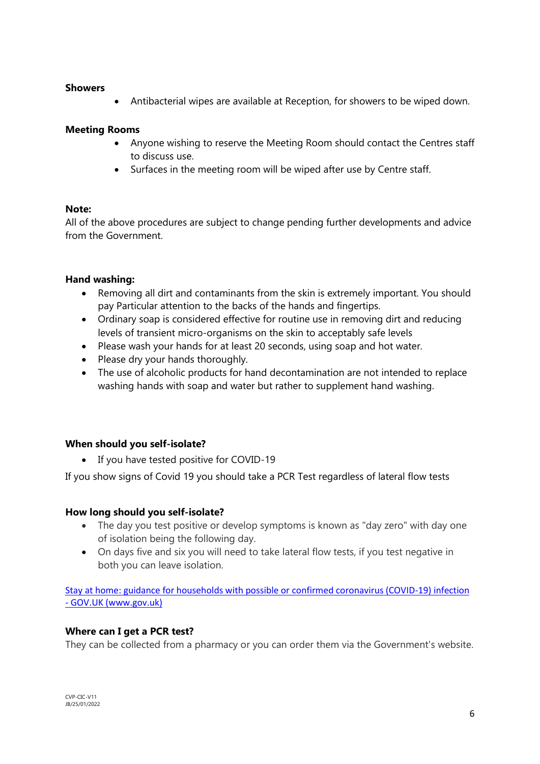**Showers**

- Antibacterial wipes are available at Reception, for showers to be wiped down.

**Meeting Rooms**

- Anyone wishing to reserve the Meeting Room should contact the Centres staff to discuss use.
- Surfaces in the meeting room will be wiped after use by Centre staff.

**Note:**

All of the above procedures are subject to change pending further developments and advice from the Government.

**Hand washing:**

- Removing all dirt and contaminants from the skin is extremely important. You should pay Particular attention to the backs of the hands and fingertips.
- Ordinary soap is considered effective for routine use in removing dirt and reducing levels of transient micro-organisms on the skin to acceptably safe levels
- Please wash your hands for at least 20 seconds, using soap and hot water.
- Please dry your hands thoroughly.
- The use of alcoholic products for hand decontamination are not intended to replace washing hands with soap and water but rather to supplement hand washing.

**When should you self-isolate?**

- If you have tested positive for COVID-19

If you show signs of Covid 19 you should take a PCR Test regardless of lateral flow tests

**How long should you self-isolate?**

- The day you test positive or develop symptoms is known as "day zero" with day one of isolation being the following day.
- On days five and six you will need to take lateral flow tests, if you test negative in both you can leave isolation.

[Stay at home: guidance for households with possible or confirmed coronavirus (COVID-19) infection - GOV.UK (www.gov.uk)](www.gov.uk)

**Where can I get a PCR test?**

They can be collected from a pharmacy or you can order them via the Government's website.

CVP-CIC-V11
JB/25/01/2022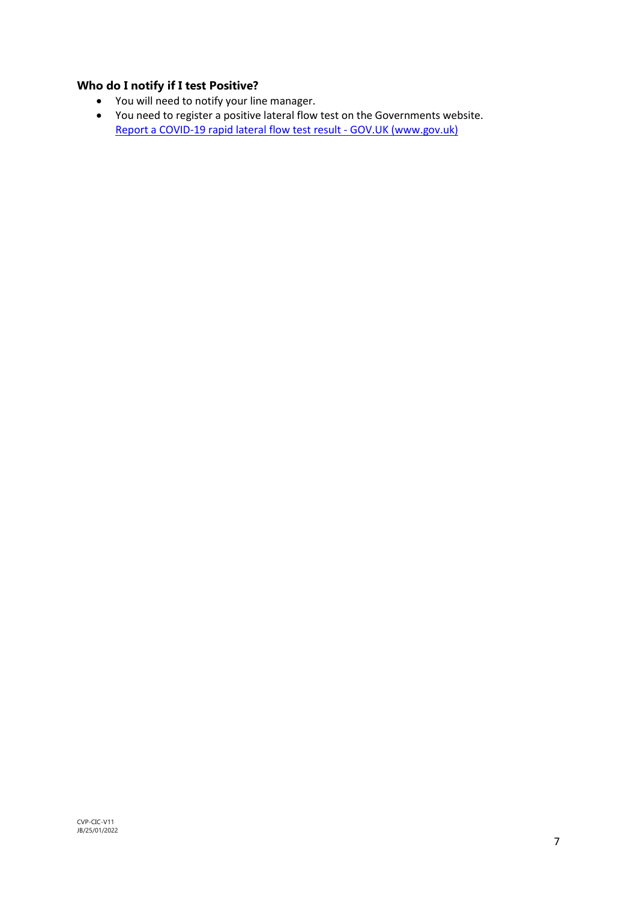### Who do I notify if I test Positive?

- You will need to notify your line manager.
- You need to register a positive lateral flow test on the Governments website. Report a COVID-19 rapid lateral flow test result - GOV.UK (www.gov.uk)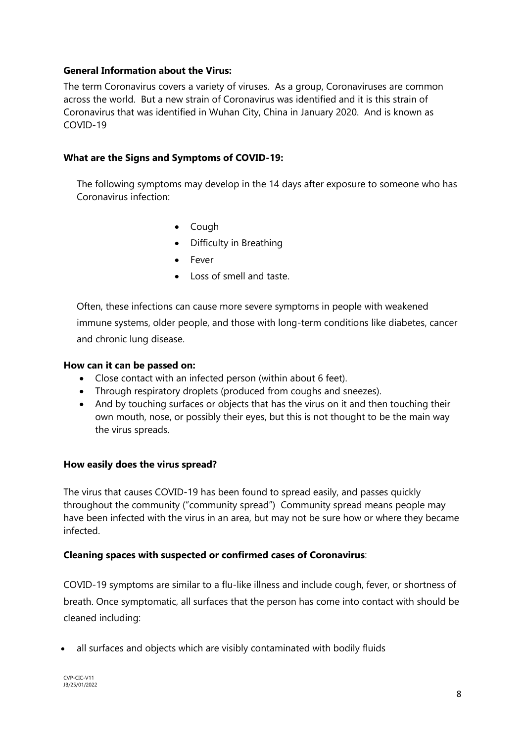**General Information about the Virus:**

The term Coronavirus covers a variety of viruses. As a group, Coronaviruses are common across the world. But a new strain of Coronavirus was identified and it is this strain of Coronavirus that was identified in Wuhan City, China in January 2020. And is known as COVID-19

**What are the Signs and Symptoms of COVID-19:**

The following symptoms may develop in the 14 days after exposure to someone who has Coronavirus infection:

- Cough
- Difficulty in Breathing
- Fever
- Loss of smell and taste.

Often, these infections can cause more severe symptoms in people with weakened immune systems, older people, and those with long-term conditions like diabetes, cancer and chronic lung disease.

**How can it can be passed on:**

- Close contact with an infected person (within about 6 feet).
- Through respiratory droplets (produced from coughs and sneezes).
- And by touching surfaces or objects that has the virus on it and then touching their own mouth, nose, or possibly their eyes, but this is not thought to be the main way the virus spreads.

**How easily does the virus spread?**

The virus that causes COVID-19 has been found to spread easily, and passes quickly throughout the community ("community spread") Community spread means people may have been infected with the virus in an area, but may not be sure how or where they became infected.

**Cleaning spaces with suspected or confirmed cases of Coronavirus**:

COVID-19 symptoms are similar to a flu-like illness and include cough, fever, or shortness of breath. Once symptomatic, all surfaces that the person has come into contact with should be cleaned including:

- all surfaces and objects which are visibly contaminated with bodily fluids

CVP-CIC-V11
JB/25/01/2022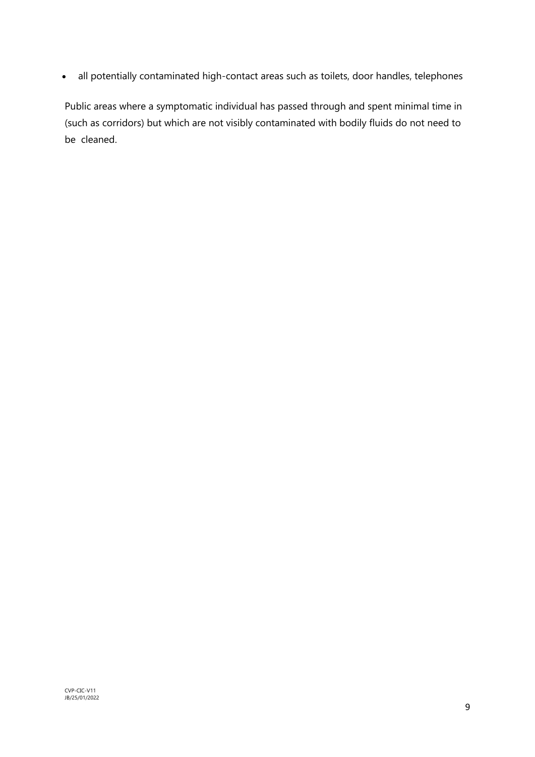- all potentially contaminated high-contact areas such as toilets, door handles, telephones

Public areas where a symptomatic individual has passed through and spent minimal time in (such as corridors) but which are not visibly contaminated with bodily fluids do not need to be cleaned.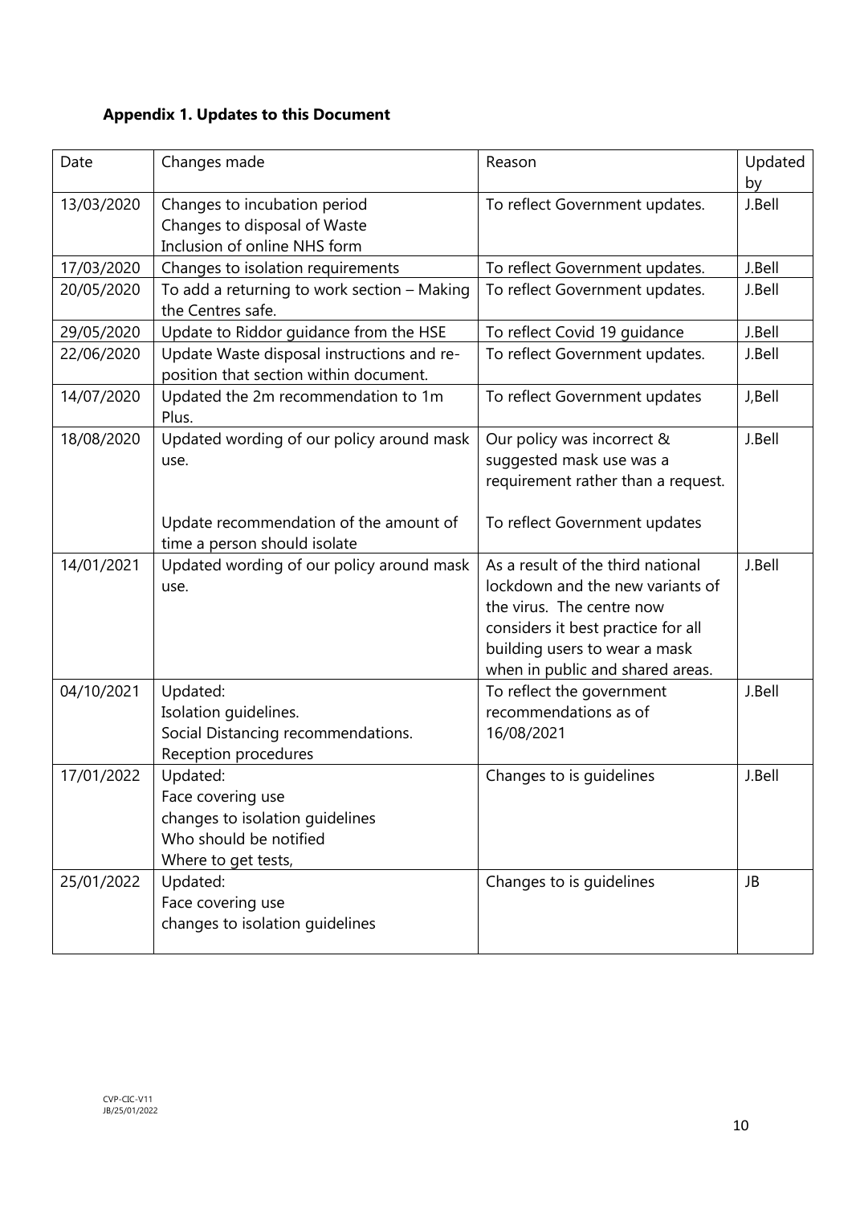**Appendix 1. Updates to this Document**

| Date | Changes made | Reason | Updated by |
|---|---|---|---|
| 13/03/2020 | Changes to incubation period<br>Changes to disposal of Waste<br>Inclusion of online NHS form | To reflect Government updates. | J.Bell |
| 17/03/2020 | Changes to isolation requirements | To reflect Government updates. | J.Bell |
| 20/05/2020 | To add a returning to work section – Making the Centres safe. | To reflect Government updates. | J.Bell |
| 29/05/2020 | Update to Riddor guidance from the HSE | To reflect Covid 19 guidance | J.Bell |
| 22/06/2020 | Update Waste disposal instructions and re-position that section within document. | To reflect Government updates. | J.Bell |
| 14/07/2020 | Updated the 2m recommendation to 1m Plus. | To reflect Government updates | J,Bell |
| 18/08/2020 | Updated wording of our policy around mask use.<br><br>Update recommendation of the amount of time a person should isolate | Our policy was incorrect & suggested mask use was a requirement rather than a request.<br><br>To reflect Government updates | J.Bell |
| 14/01/2021 | Updated wording of our policy around mask use. | As a result of the third national lockdown and the new variants of the virus. The centre now considers it best practice for all building users to wear a mask when in public and shared areas. | J.Bell |
| 04/10/2021 | Updated:<br>Isolation guidelines.<br>Social Distancing recommendations.<br>Reception procedures | To reflect the government recommendations as of 16/08/2021 | J.Bell |
| 17/01/2022 | Updated:<br>Face covering use<br>changes to isolation guidelines<br>Who should be notified<br>Where to get tests, | Changes to is guidelines | J.Bell |
| 25/01/2022 | Updated:<br>Face covering use<br>changes to isolation guidelines | Changes to is guidelines | JB |

CVP-CIC-V11
JB/25/01/2022